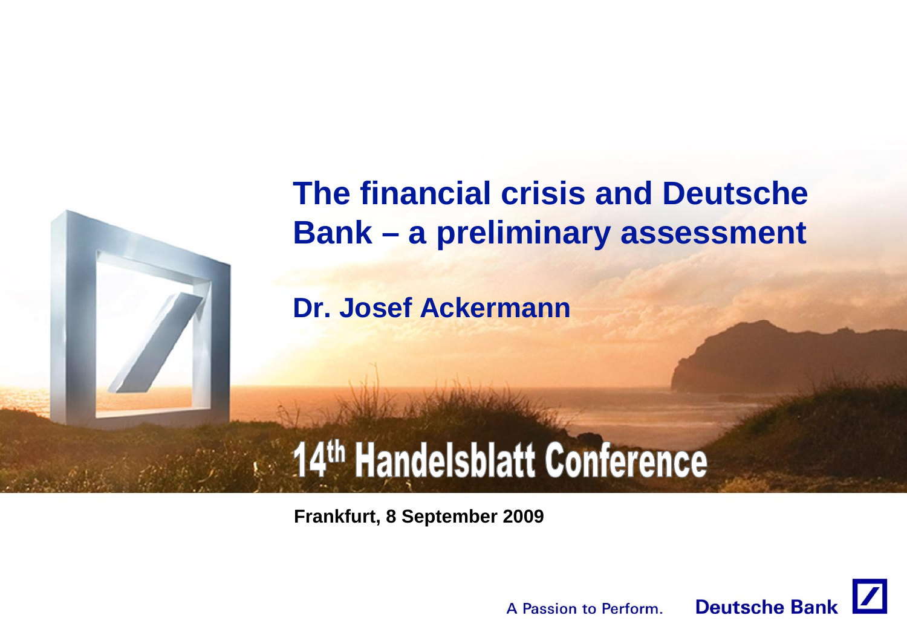# The financial crisis and Deutsche Bank – a preliminary assessment

**Dr. Josef Ackermann**

## 14th Handelsblatt Conference

**Frankfurt, 8 September 2009**

A Passion to Perform. Deutsche Bank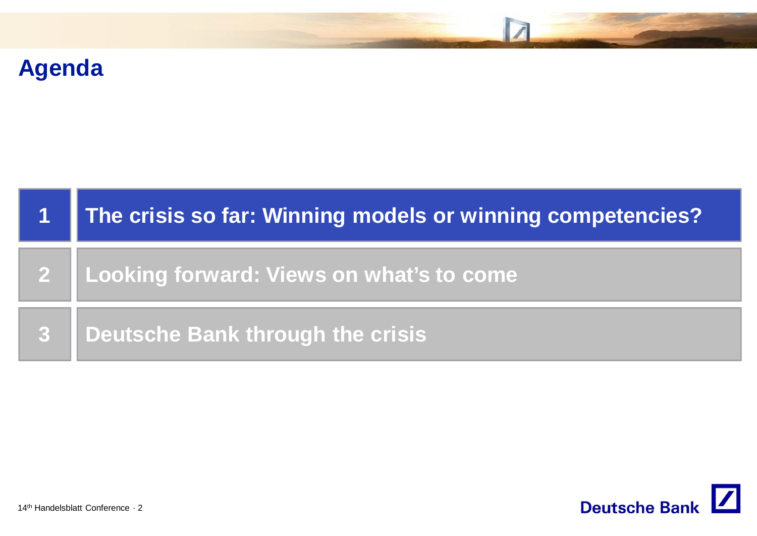# Agenda

| | |
|---|---|
| 1 | The crisis so far: Winning models or winning competencies? |
| 2 | Looking forward: Views on what's to come |
| 3 | Deutsche Bank through the crisis |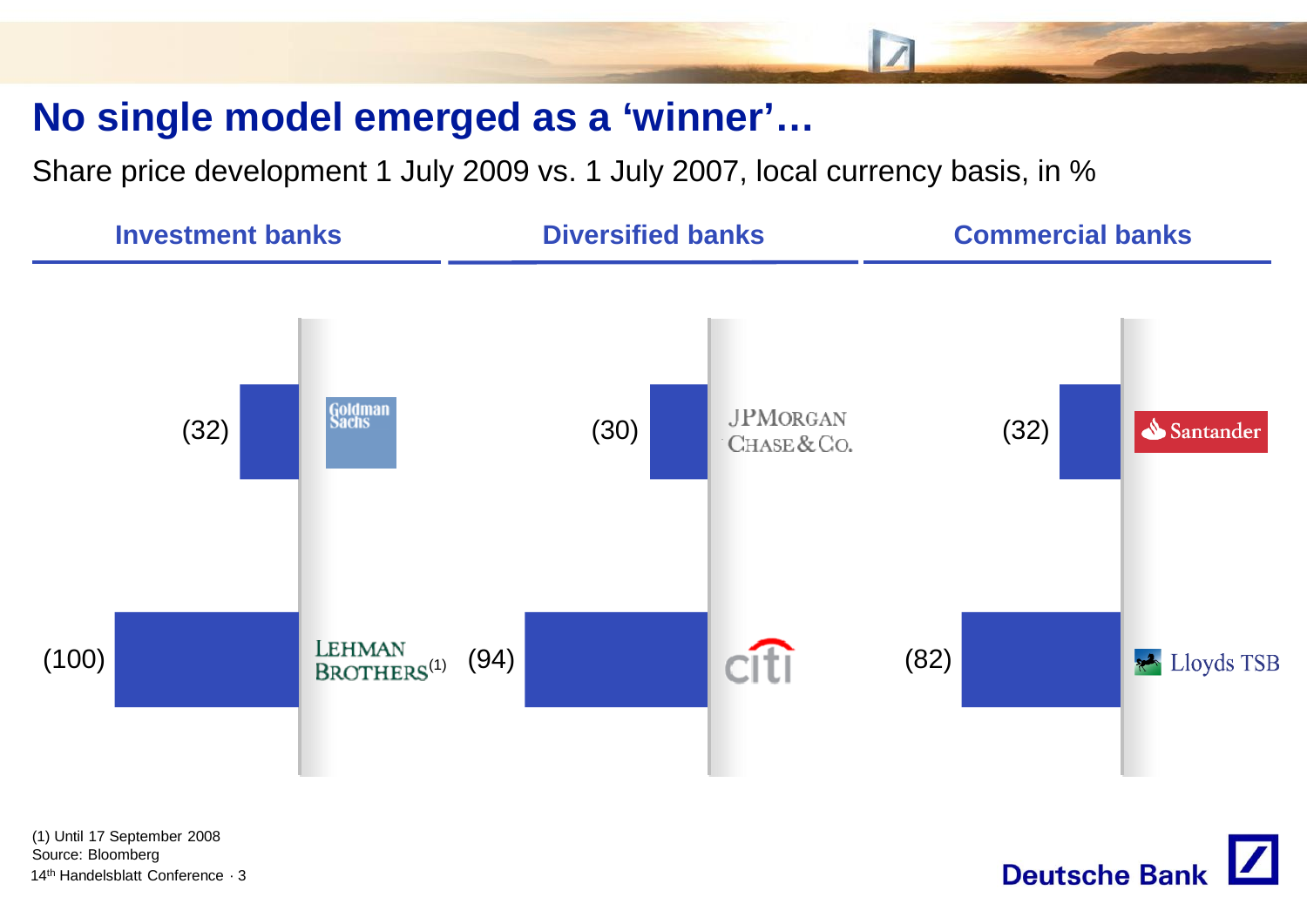# No single model emerged as a 'winner'…

Share price development 1 July 2009 vs. 1 July 2007, local currency basis, in %

**Investment banks**

(32) Goldman Sachs

(100) Lehman Brothers(1)

**Diversified banks**

(30) JPMorgan Chase & Co.

(94) citi

**Commercial banks**

(32) Santander

(82) Lloyds TSB

(1) Until 17 September 2008

Source: Bloomberg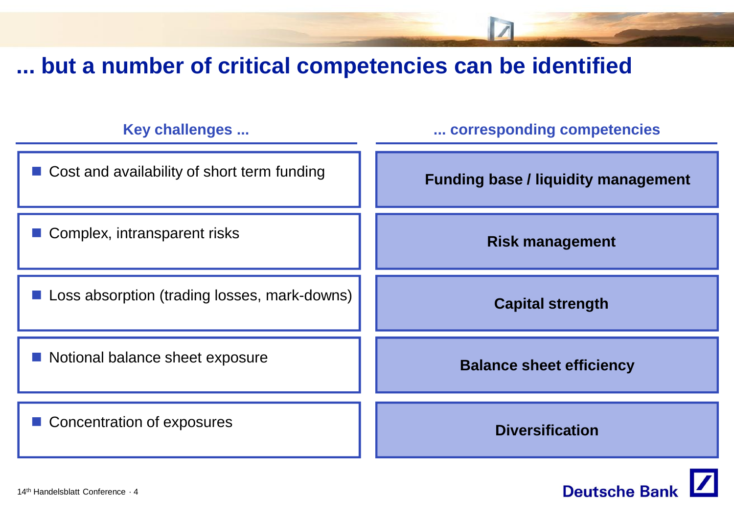# ... but a number of critical competencies can be identified

| Key challenges ... | ... corresponding competencies |
|---|---|
| Cost and availability of short term funding | **Funding base / liquidity management** |
| Complex, intransparent risks | **Risk management** |
| Loss absorption (trading losses, mark-downs) | **Capital strength** |
| Notional balance sheet exposure | **Balance sheet efficiency** |
| Concentration of exposures | **Diversification** |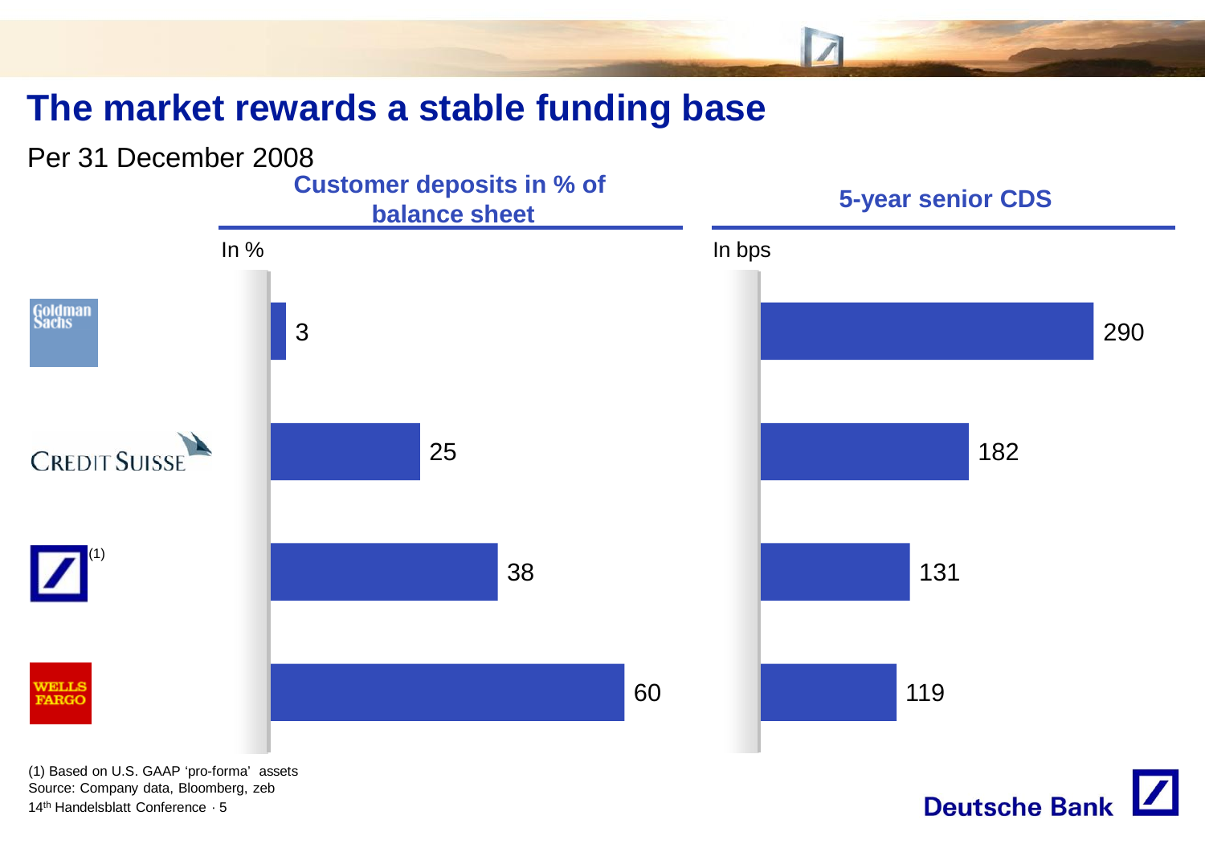# The market rewards a stable funding base

Per 31 December 2008

**Customer deposits in % of balance sheet**

In %

Goldman Sachs
3

Credit Suisse
25

Deutsche Bank (1)
38

Wells Fargo
60

**5-year senior CDS**

In bps

290

182

131

119

(1) Based on U.S. GAAP 'pro-forma' assets
Source: Company data, Bloomberg, zeb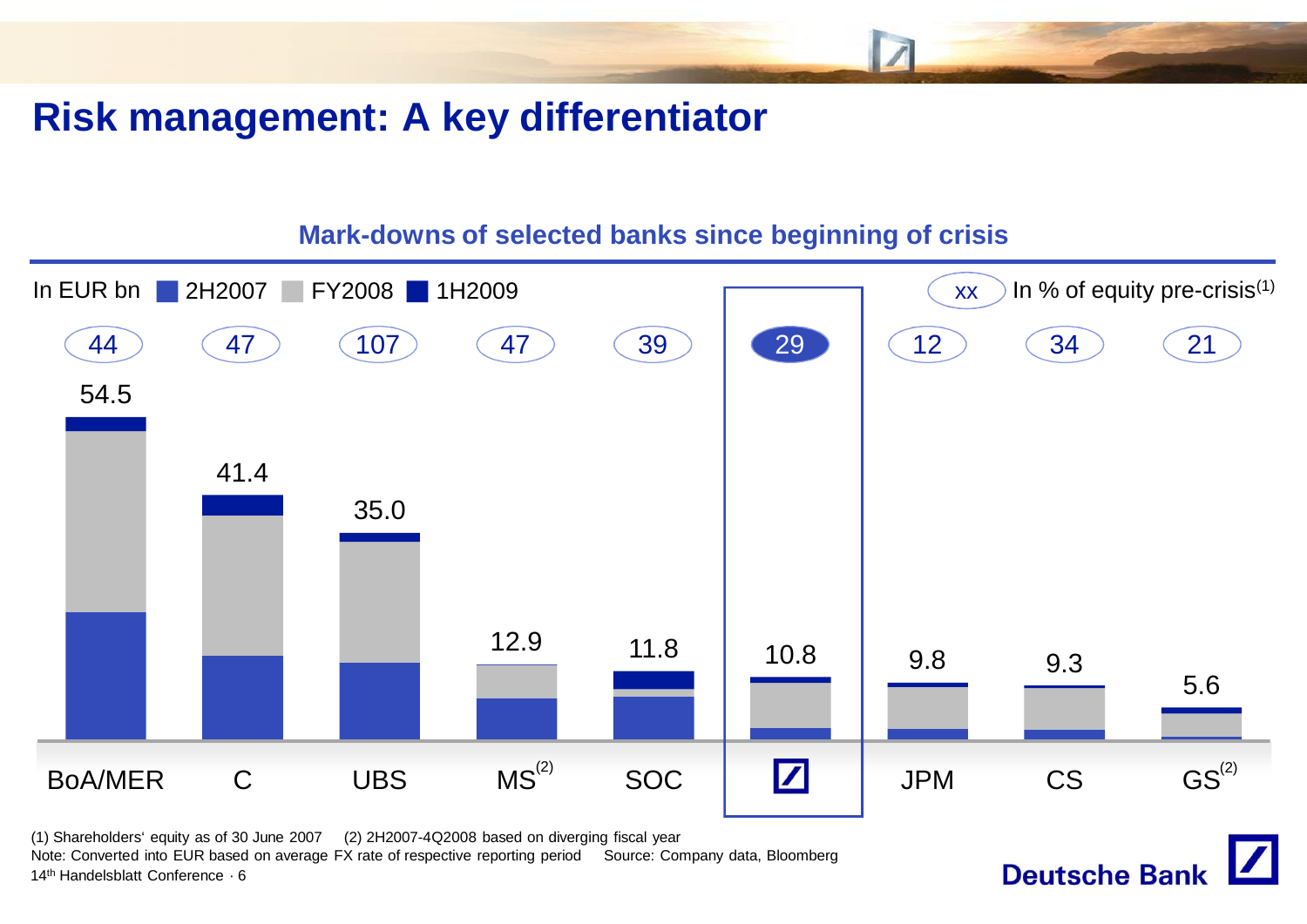# Risk management: A key differentiator

## Mark-downs of selected banks since beginning of crisis

In EUR bn 2H2007 FY2008 1H2009

xx In % of equity pre-crisis[1]

44 47 107 47 39 29 12 34 21

54.5
41.4
35.0
12.9
11.8
10.8
9.8
9.3
5.6

BoA/MER C UBS MS[2] SOC JPM CS GS[2]

(1) Shareholders' equity as of 30 June 2007 (2) 2H2007-4Q2008 based on diverging fiscal year

Note: Converted into EUR based on average FX rate of respective reporting period Source: Company data, Bloomberg

14th Handelsblatt Conference

Deutsche Bank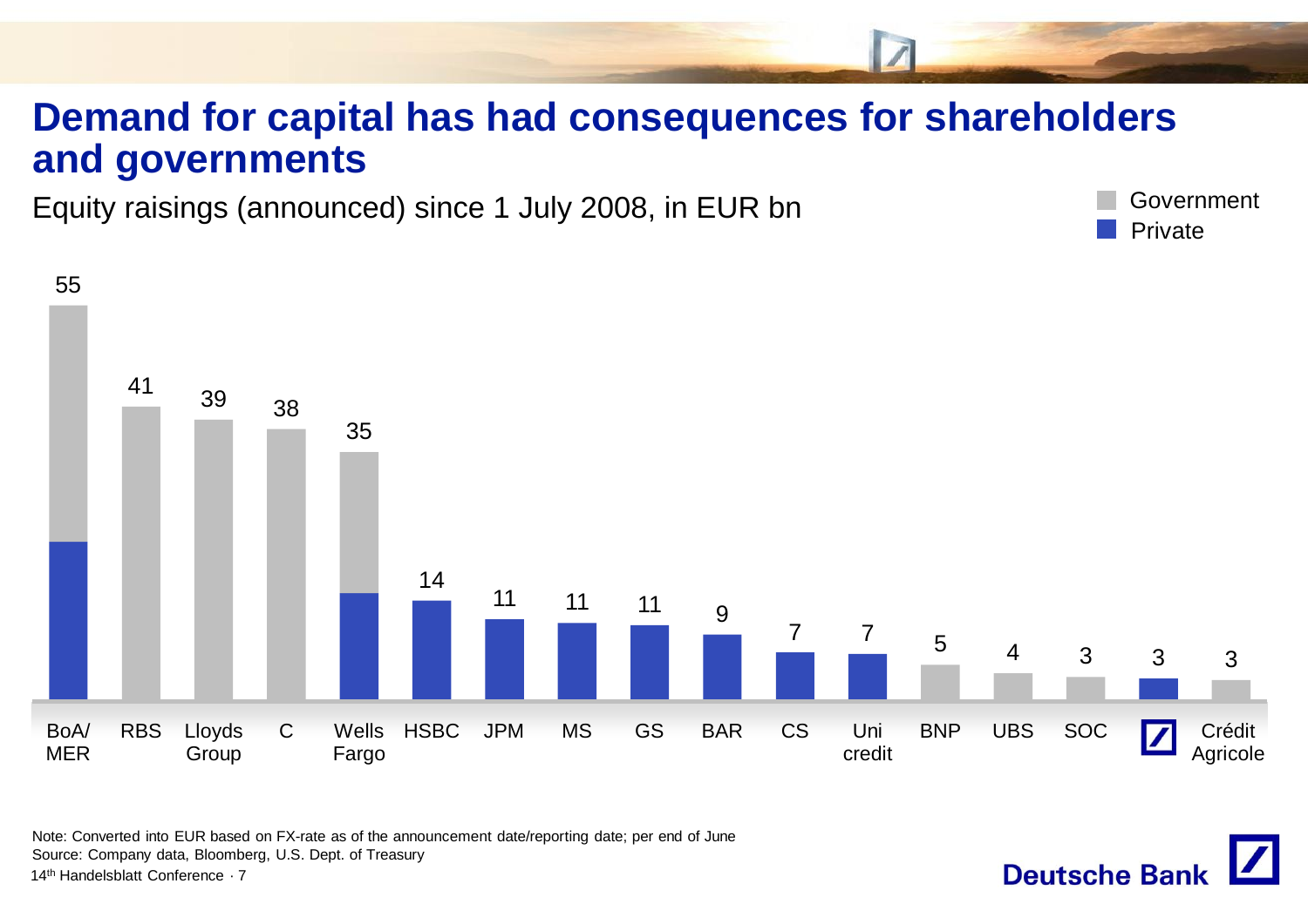# Demand for capital has had consequences for shareholders and governments

Equity raisings (announced) since 1 July 2008, in EUR bn

Government
Private

55
41
39
38
35
14
11
11
11
9
7
7
5
4
3
3
3

BoA/ MER
RBS
Lloyds Group
C
Wells Fargo
HSBC
JPM
MS
GS
BAR
CS
Uni credit
BNP
UBS
SOC
Crédit Agricole

Note: Converted into EUR based on FX-rate as of the announcement date/reporting date; per end of June
Source: Company data, Bloomberg, U.S. Dept. of Treasury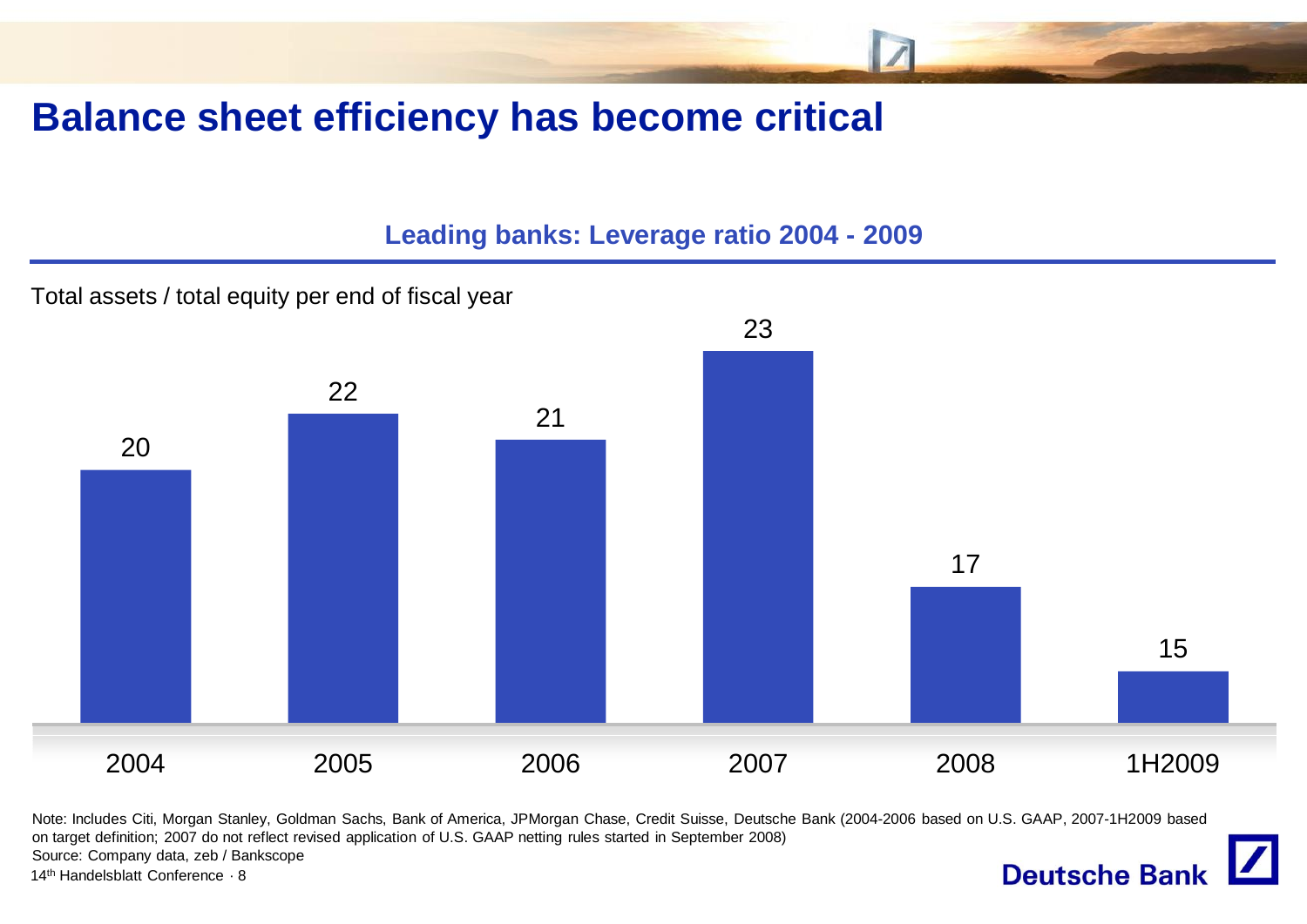# Balance sheet efficiency has become critical

## Leading banks: Leverage ratio 2004 - 2009

Total assets / total equity per end of fiscal year

20
22
21
23
17
15

2004
2005
2006
2007
2008
1H2009

Note: Includes Citi, Morgan Stanley, Goldman Sachs, Bank of America, JPMorgan Chase, Credit Suisse, Deutsche Bank (2004-2006 based on U.S. GAAP, 2007-1H2009 based on target definition; 2007 do not reflect revised application of U.S. GAAP netting rules started in September 2008)

Source: Company data, zeb / Bankscope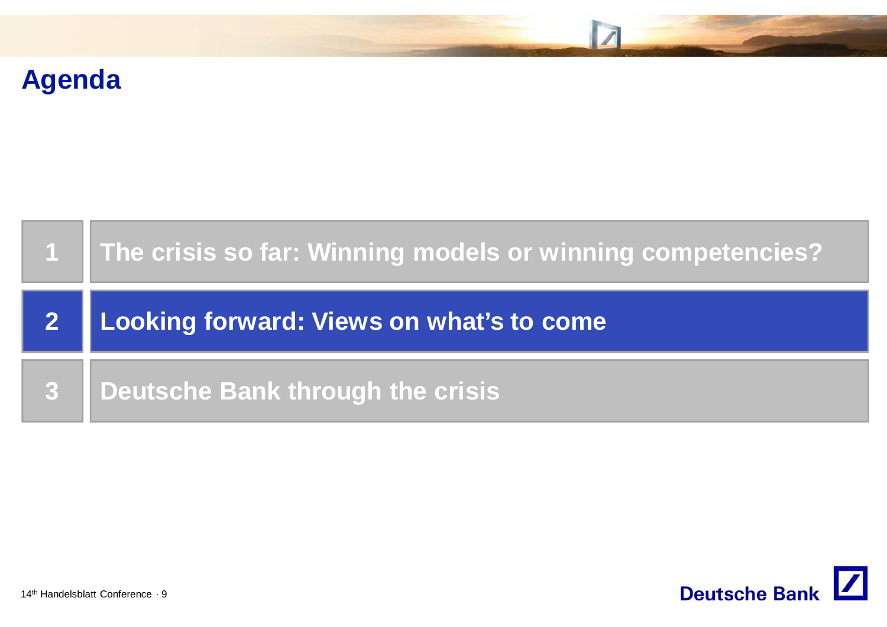# Agenda

1 The crisis so far: Winning models or winning competencies?

2 Looking forward: Views on what's to come

3 Deutsche Bank through the crisis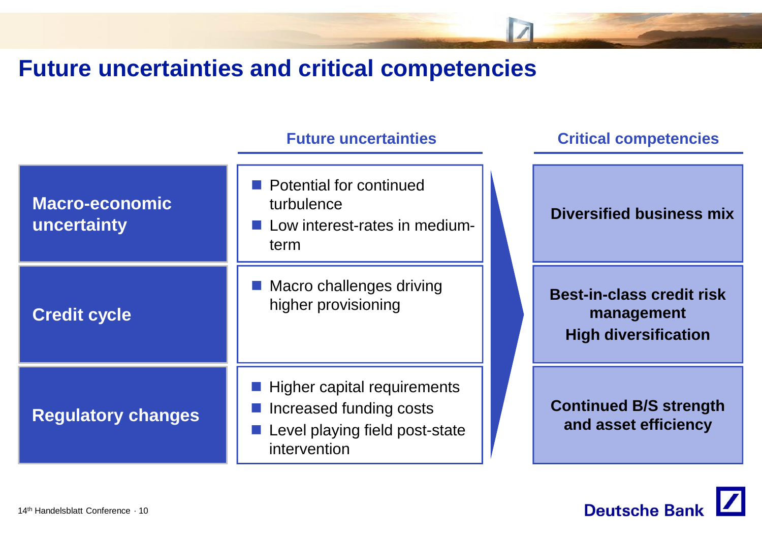# Future uncertainties and critical competencies

| | Future uncertainties | Critical competencies |
|---|---|---|
| **Macro-economic uncertainty** | Potential for continued turbulence<br>Low interest-rates in medium-term | **Diversified business mix** |
| **Credit cycle** | Macro challenges driving higher provisioning | **Best-in-class credit risk management**<br>**High diversification** |
| **Regulatory changes** | Higher capital requirements<br>Increased funding costs<br>Level playing field post-state intervention | **Continued B/S strength and asset efficiency** |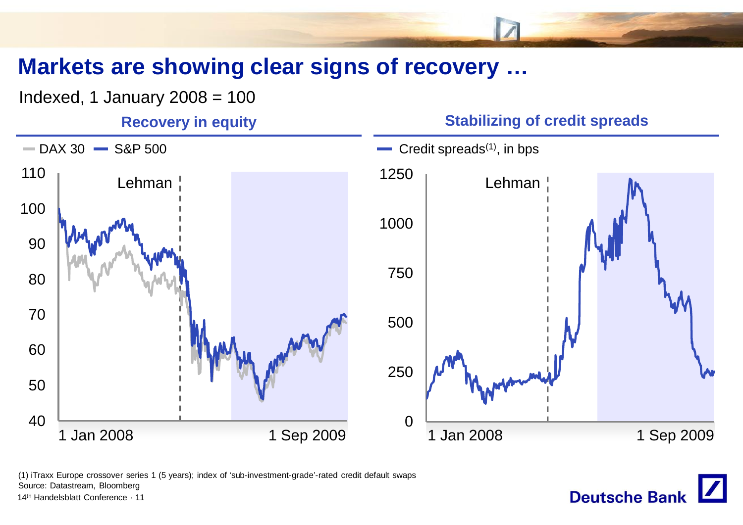# Markets are showing clear signs of recovery …

Indexed, 1 January 2008 = 100

## Recovery in equity

DAX 30 S&P 500

110
100
90
80
70
60
50
40

Lehman

1 Jan 2008
1 Sep 2009

## Stabilizing of credit spreads

Credit spreads[1], in bps

1250
1000
750
500
250
0

Lehman

1 Jan 2008
1 Sep 2009

(1) iTraxx Europe crossover series 1 (5 years); index of 'sub-investment-grade'-rated credit default swaps

Source: Datastream, Bloomberg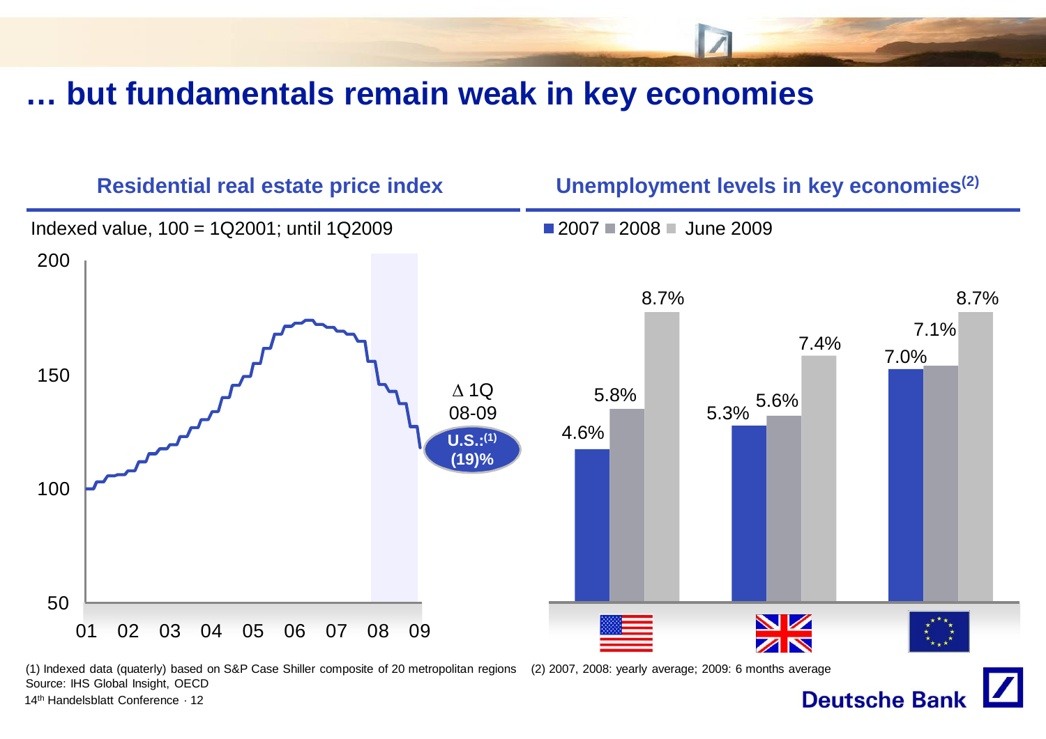# … but fundamentals remain weak in key economies

## Residential real estate price index

Indexed value, 100 = 1Q2001; until 1Q2009

200

150

100

50

01 02 03 04 05 06 07 08 09

Δ 1Q 08-09

**U.S.:[1] (19)%**

## Unemployment levels in key economies[2]

| | 2007 | 2008 | June 2009 |
|---|---|---|---|
| U.S. | 4.6% | 5.8% | 8.7% |
| UK | 5.3% | 5.6% | 7.4% |
| EU | 7.0% | 7.1% | 8.7% |

(1) Indexed data (quaterly) based on S&P Case Shiller composite of 20 metropolitan regions (2) 2007, 2008: yearly average; 2009: 6 months average

Source: IHS Global Insight, OECD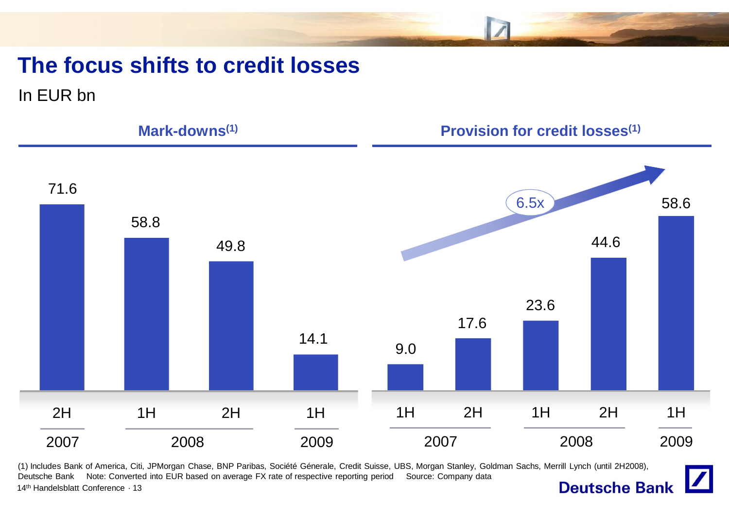# The focus shifts to credit losses

In EUR bn

## Mark-downs(1)

71.6
58.8
49.8
14.1

2H 1H 2H 1H
2007 2008 2009

## Provision for credit losses(1)

6.5x

9.0
17.6
23.6
44.6
58.6

1H 2H 1H 2H 1H
2007 2008 2009

(1) Includes Bank of America, Citi, JPMorgan Chase, BNP Paribas, Société Génerale, Credit Suisse, UBS, Morgan Stanley, Goldman Sachs, Merrill Lynch (until 2H2008), Deutsche Bank Note: Converted into EUR based on average FX rate of respective reporting period Source: Company data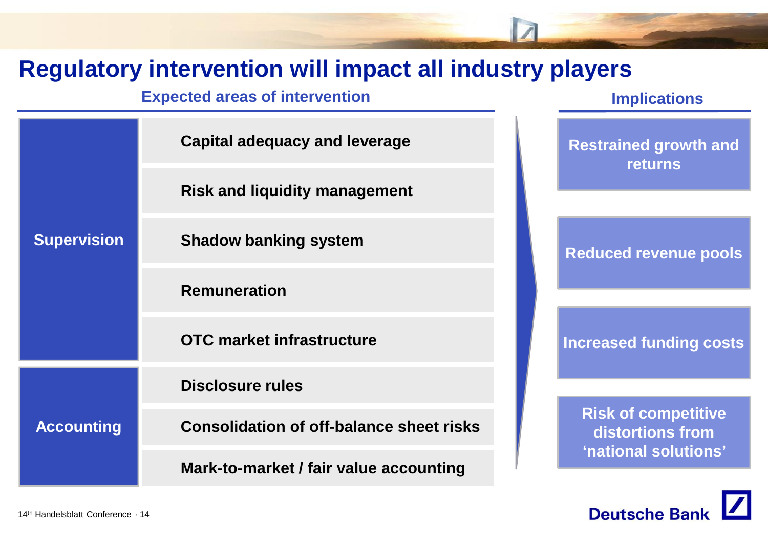# Regulatory intervention will impact all industry players

| Expected areas of intervention | | Implications |
|---|---|---|
| **Supervision** | Capital adequacy and leverage | Restrained growth and returns |
| | Risk and liquidity management | Reduced revenue pools |
| | Shadow banking system | Increased funding costs |
| | Remuneration | Risk of competitive distortions from 'national solutions' |
| | OTC market infrastructure | |
| **Accounting** | Disclosure rules | |
| | Consolidation of off-balance sheet risks | |
| | Mark-to-market / fair value accounting | |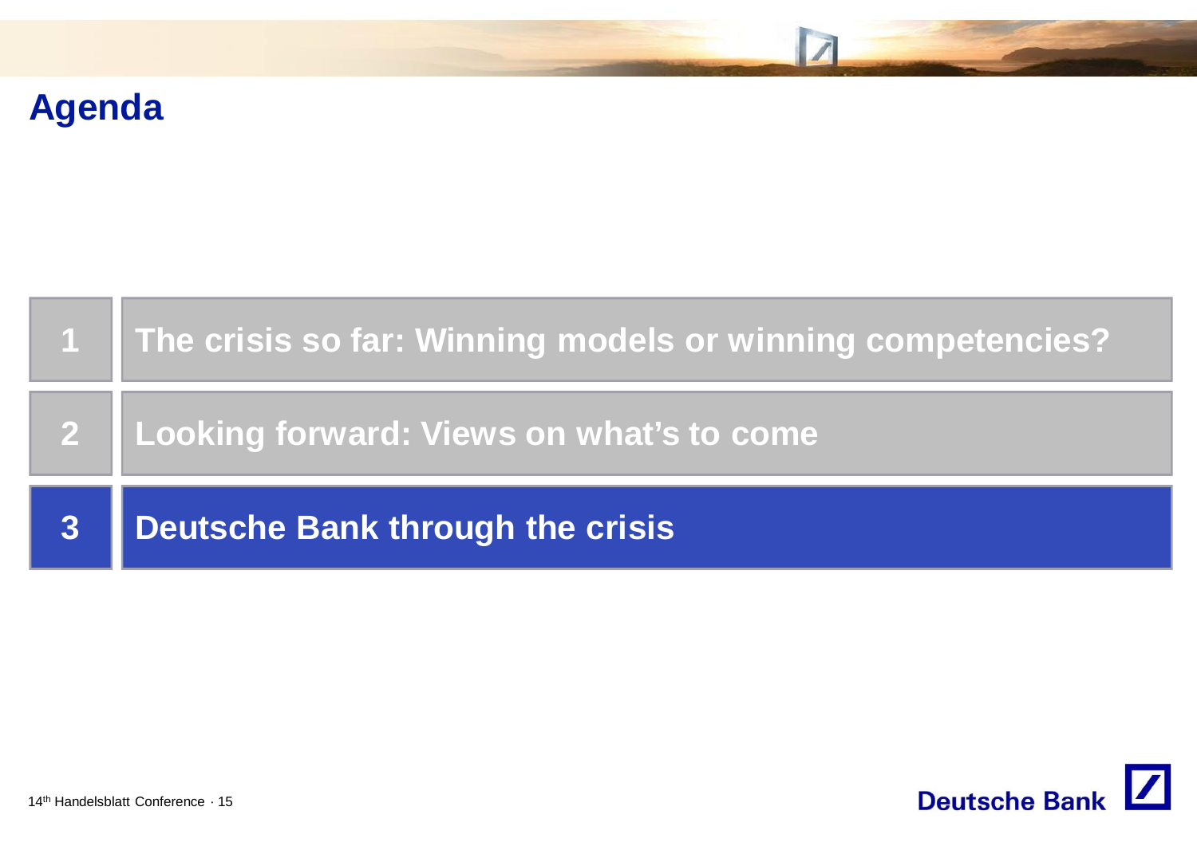# Agenda

1. The crisis so far: Winning models or winning competencies?
2. Looking forward: Views on what's to come
3. **Deutsche Bank through the crisis**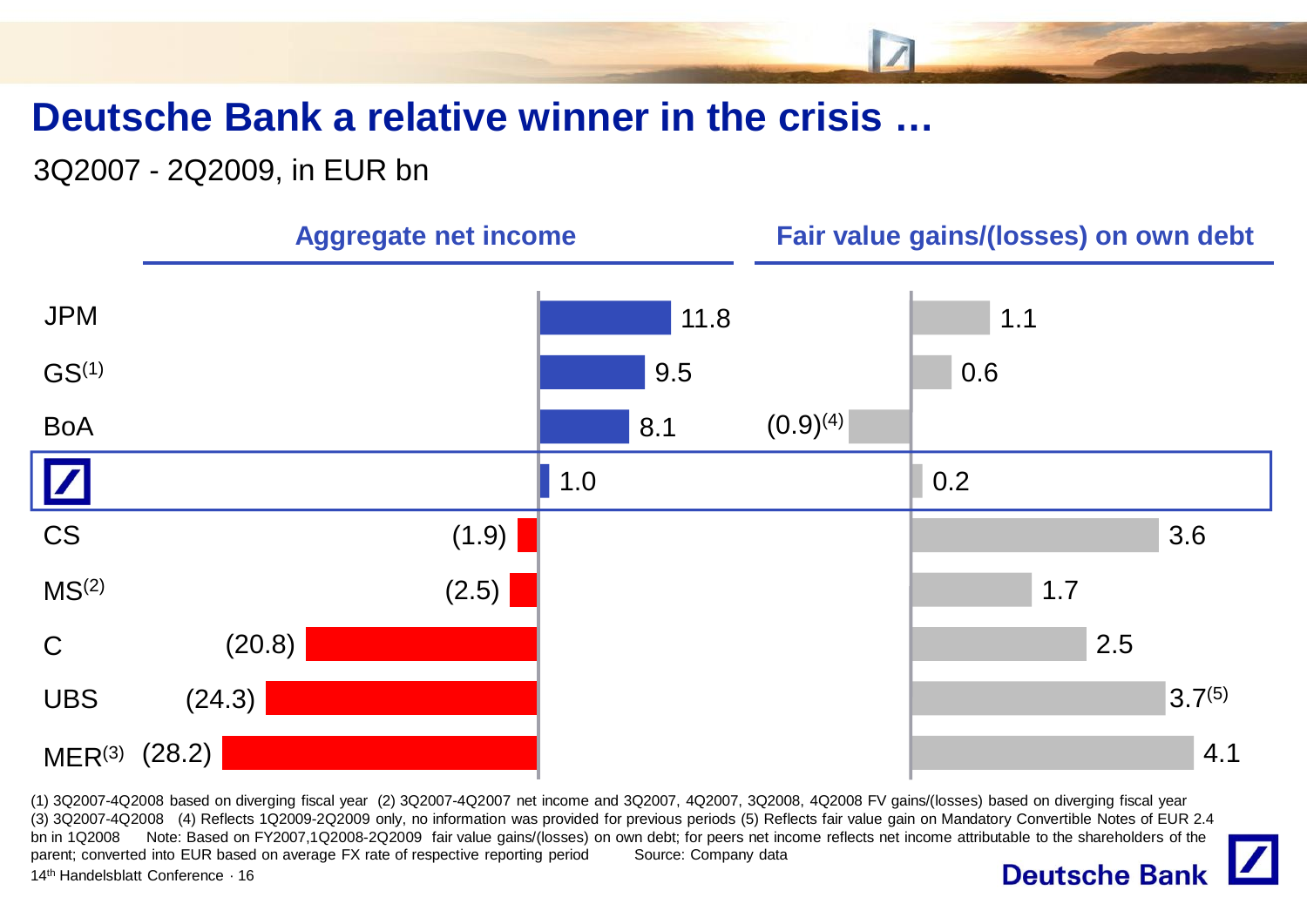# Deutsche Bank a relative winner in the crisis …

3Q2007 - 2Q2009, in EUR bn

Aggregate net income

Fair value gains/(losses) on own debt

JPM 11.8 1.1

GS[1] 9.5 0.6

BoA 8.1 (0.9)[4]

Deutsche Bank 1.0 0.2

CS (1.9) 3.6

MS[2] (2.5) 1.7

C (20.8) 2.5

UBS (24.3) 3.7[5]

MER[3] (28.2) 4.1

(1) 3Q2007-4Q2008 based on diverging fiscal year (2) 3Q2007-4Q2007 net income and 3Q2007, 4Q2007, 3Q2008, 4Q2008 FV gains/(losses) based on diverging fiscal year (3) 3Q2007-4Q2008 (4) Reflects 1Q2009-2Q2009 only, no information was provided for previous periods (5) Reflects fair value gain on Mandatory Convertible Notes of EUR 2.4 bn in 1Q2008 Note: Based on FY2007,1Q2008-2Q2009 fair value gains/(losses) on own debt; for peers net income reflects net income attributable to the shareholders of the parent; converted into EUR based on average FX rate of respective reporting period Source: Company data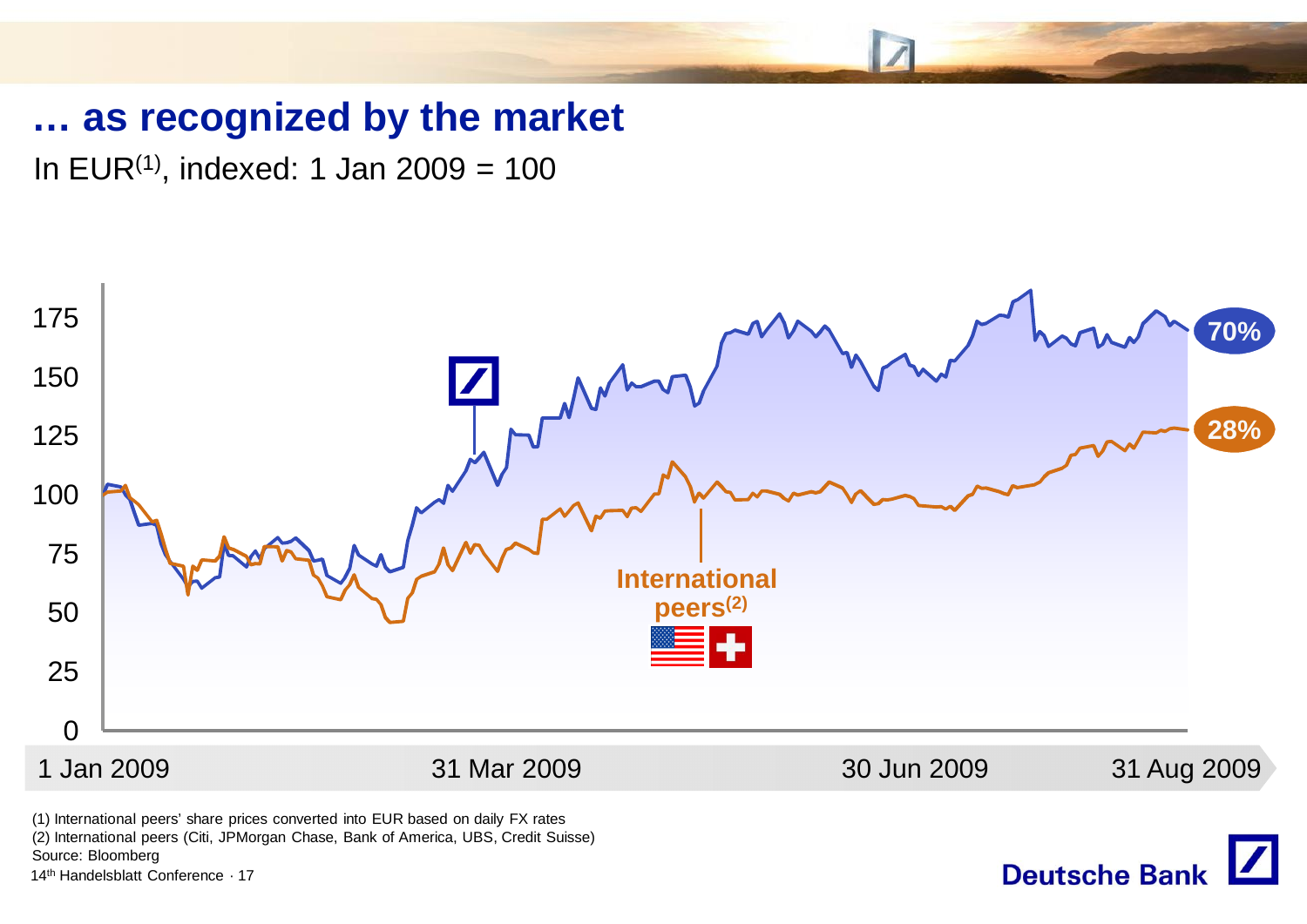# … as recognized by the market

In EUR[1], indexed: 1 Jan 2009 = 100

175
150
125
100
75
50
25
0

70%
28%

International peers[2]

1 Jan 2009
31 Mar 2009
30 Jun 2009
31 Aug 2009

(1) International peers' share prices converted into EUR based on daily FX rates
(2) International peers (Citi, JPMorgan Chase, Bank of America, UBS, Credit Suisse)
Source: Bloomberg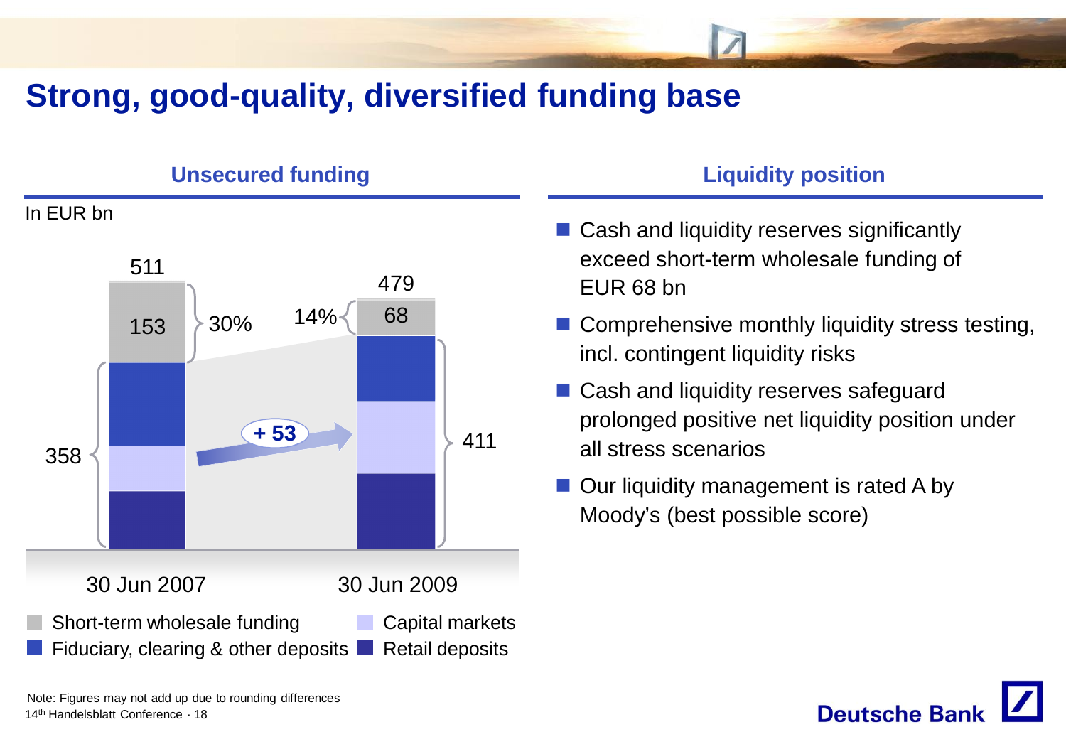# Strong, good-quality, diversified funding base

## Unsecured funding

In EUR bn

511

153

30%

358

+ 53

14%

479

68

411

30 Jun 2007

30 Jun 2009

Short-term wholesale funding

Capital markets

Fiduciary, clearing & other deposits

Retail deposits

## Liquidity position

- Cash and liquidity reserves significantly exceed short-term wholesale funding of EUR 68 bn
- Comprehensive monthly liquidity stress testing, incl. contingent liquidity risks
- Cash and liquidity reserves safeguard prolonged positive net liquidity position under all stress scenarios
- Our liquidity management is rated A by Moody's (best possible score)

Note: Figures may not add up due to rounding differences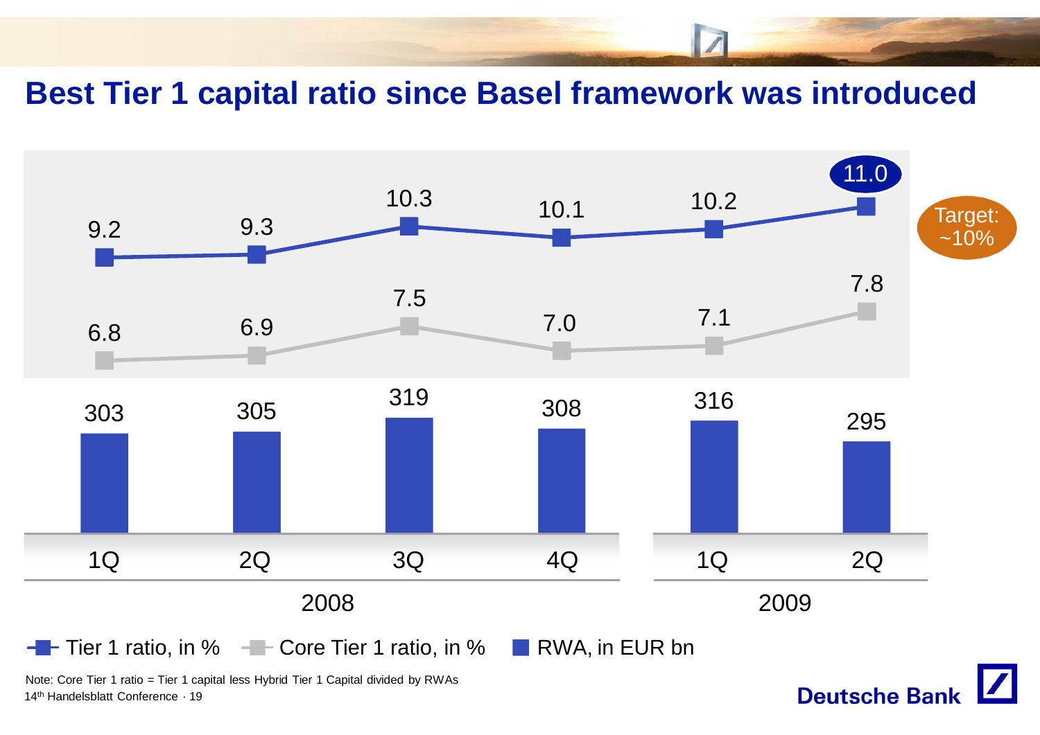# Best Tier 1 capital ratio since Basel framework was introduced

9.2
9.3
10.3
10.1
10.2
11.0

Target: ~10%

6.8
6.9
7.5
7.0
7.1
7.8

303
305
319
308
316
295

1Q 2Q 3Q 4Q
2008

1Q 2Q
2009

Tier 1 ratio, in %
Core Tier 1 ratio, in %
RWA, in EUR bn

Note: Core Tier 1 ratio = Tier 1 capital less Hybrid Tier 1 Capital divided by RWAs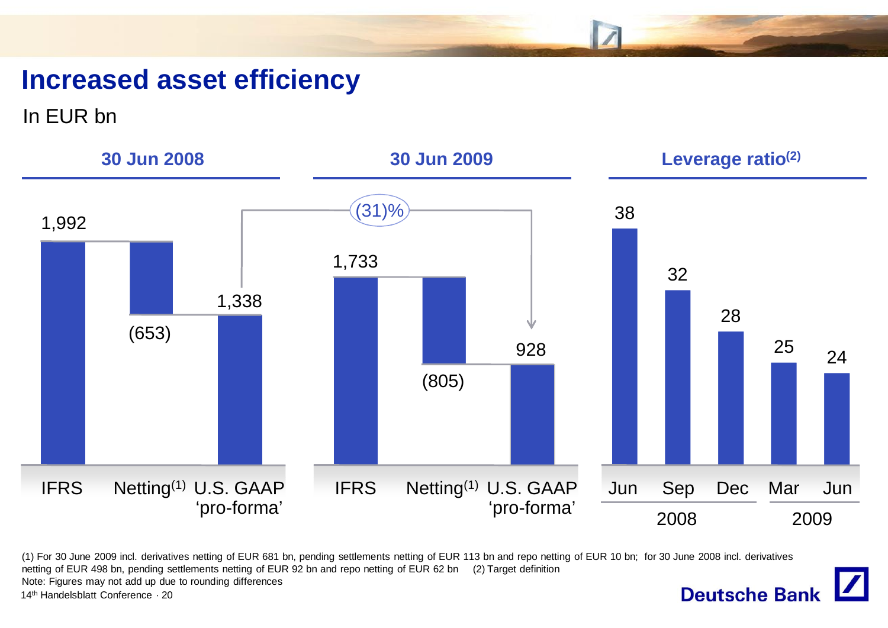# Increased asset efficiency

In EUR bn

**30 Jun 2008**

1,992
(653)
1,338

IFRS
Netting[1]
U.S. GAAP 'pro-forma'

(31)%

**30 Jun 2009**

1,733
(805)
928

IFRS
Netting[1]
U.S. GAAP 'pro-forma'

**Leverage ratio[2]**

38
32
28
25
24

Jun
Sep
Dec
Mar
Jun

2008
2009

(1) For 30 June 2009 incl. derivatives netting of EUR 681 bn, pending settlements netting of EUR 113 bn and repo netting of EUR 10 bn; for 30 June 2008 incl. derivatives netting of EUR 498 bn, pending settlements netting of EUR 92 bn and repo netting of EUR 62 bn (2) Target definition

Note: Figures may not add up due to rounding differences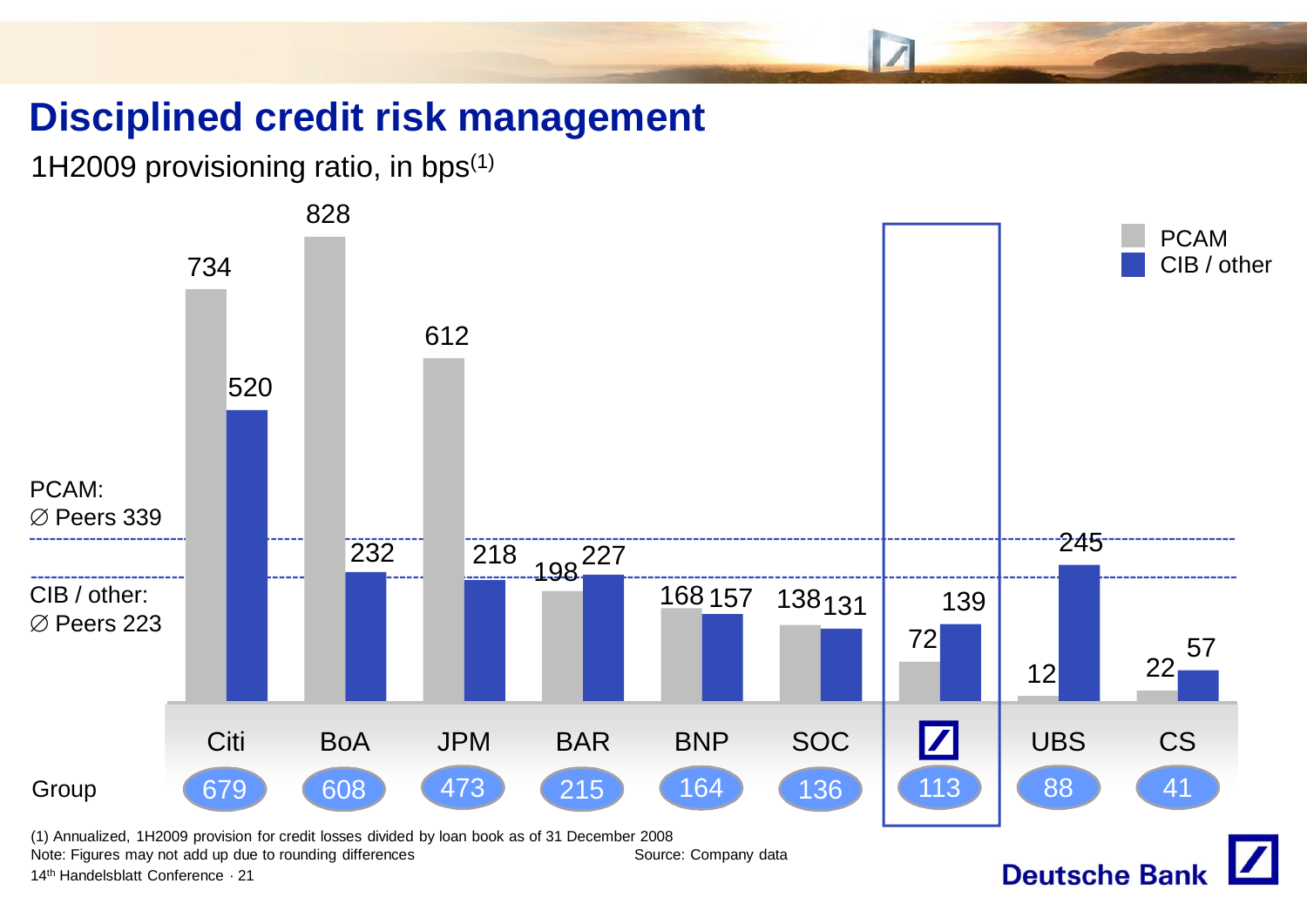# Disciplined credit risk management

1H2009 provisioning ratio, in bps[(1)]

PCAM
CIB / other

PCAM:
∅ Peers 339

CIB / other:
∅ Peers 223

Citi: 734, 520
BoA: 828, 232
JPM: 612, 218
BAR: 198, 227
BNP: 168, 157
SOC: 138, 131
Deutsche Bank: 72, 139
UBS: 12, 245
CS: 22, 57

Group
Citi 679
BoA 608
JPM 473
BAR 215
BNP 164
SOC 136
Deutsche Bank 113
UBS 88
CS 41

(1) Annualized, 1H2009 provision for credit losses divided by loan book as of 31 December 2008

Note: Figures may not add up due to rounding differences

Source: Company data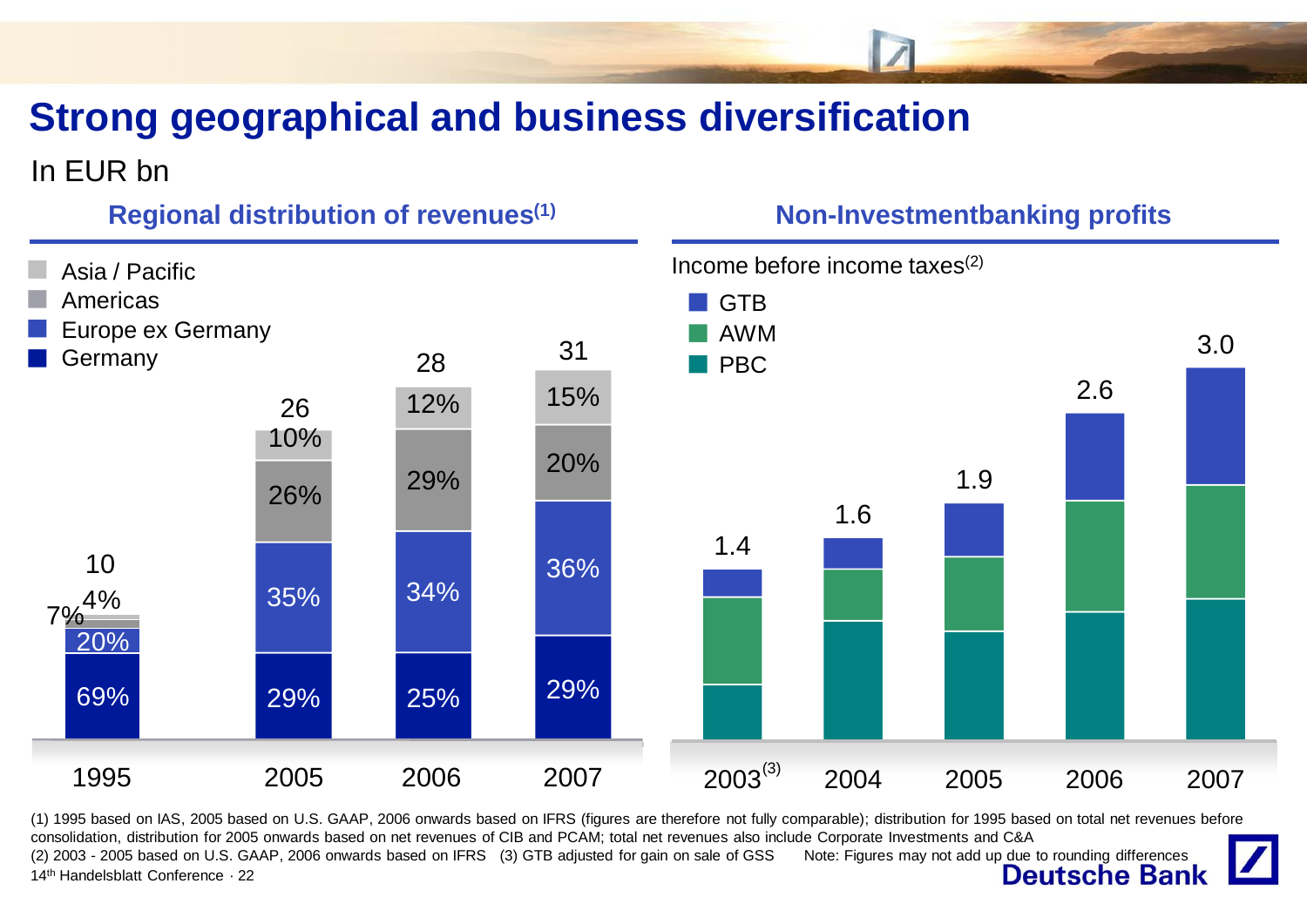# Strong geographical and business diversification

In EUR bn

## Regional distribution of revenues[1]

Asia / Pacific
Americas
Europe ex Germany
Germany

1995: 10 — 69%, 20%, 7%, 4%
2005: 26 — 29%, 35%, 26%, 10%
2006: 28 — 25%, 34%, 29%, 12%
2007: 31 — 29%, 36%, 20%, 15%

## Non-Investmentbanking profits

Income before income taxes[2]

GTB
AWM
PBC

2003[3]: 1.4
2004: 1.6
2005: 1.9
2006: 2.6
2007: 3.0

(1) 1995 based on IAS, 2005 based on U.S. GAAP, 2006 onwards based on IFRS (figures are therefore not fully comparable); distribution for 1995 based on total net revenues before consolidation, distribution for 2005 onwards based on net revenues of CIB and PCAM; total net revenues also include Corporate Investments and C&A
(2) 2003 - 2005 based on U.S. GAAP, 2006 onwards based on IFRS (3) GTB adjusted for gain on sale of GSS Note: Figures may not add up due to rounding differences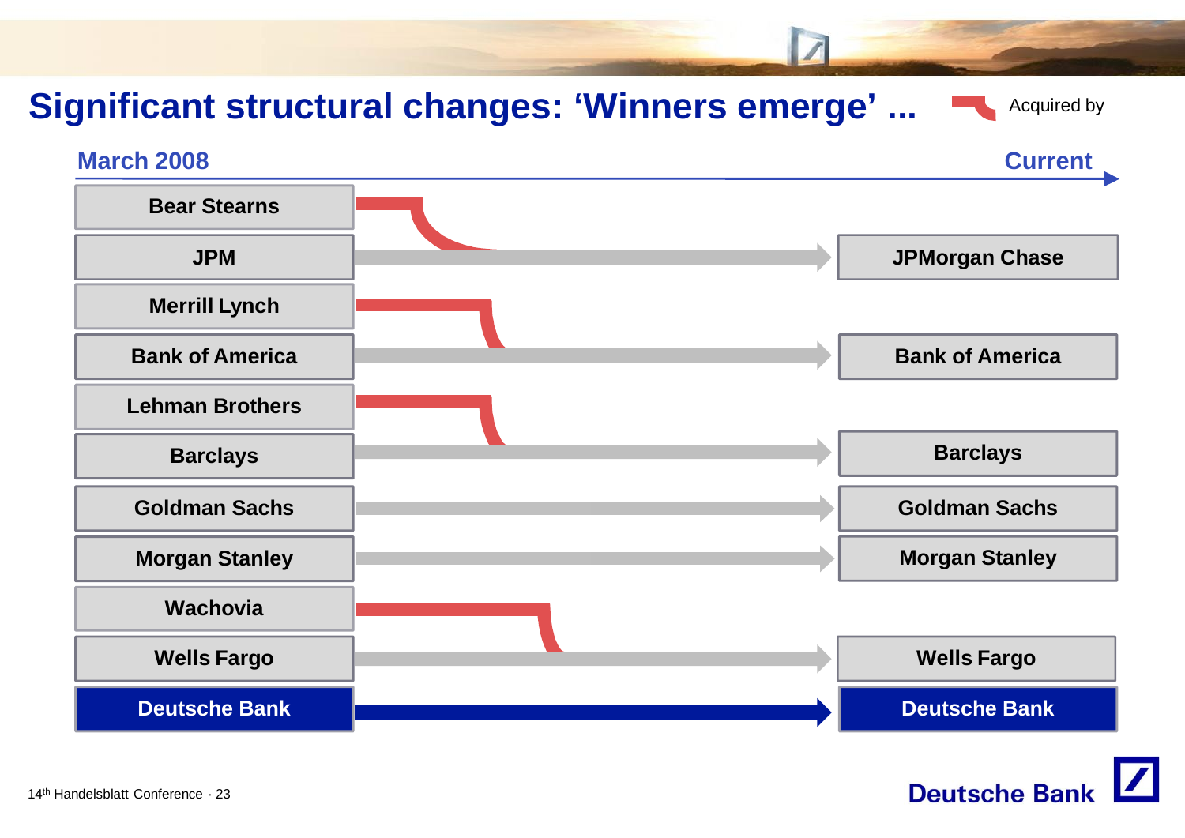# Significant structural changes: 'Winners emerge' ...

Acquired by

March 2008

Current

Bear Stearns

JPM

JPMorgan Chase

Merrill Lynch

Bank of America

Bank of America

Lehman Brothers

Barclays

Barclays

Goldman Sachs

Goldman Sachs

Morgan Stanley

Morgan Stanley

Wachovia

Wells Fargo

Wells Fargo

Deutsche Bank

Deutsche Bank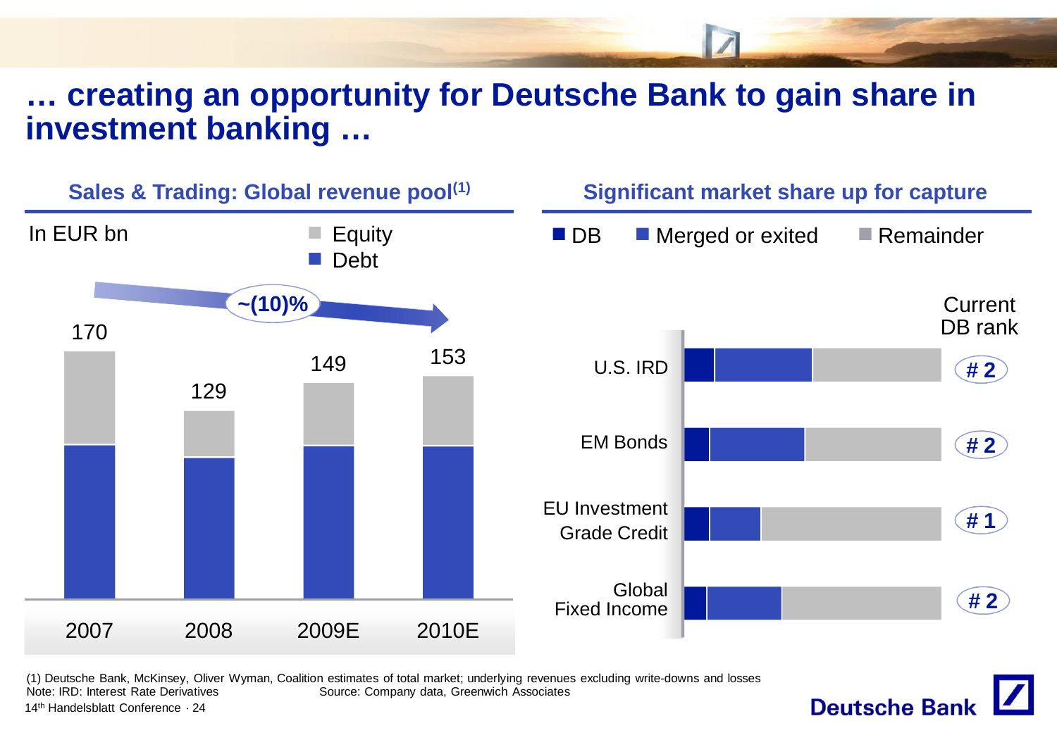# … creating an opportunity for Deutsche Bank to gain share in investment banking …

## Sales & Trading: Global revenue pool[1]

In EUR bn

Equity
Debt

~(10)%

170
129
149
153

2007
2008
2009E
2010E

## Significant market share up for capture

DB
Merged or exited
Remainder

Current DB rank

U.S. IRD — # 2
EM Bonds — # 2
EU Investment Grade Credit — # 1
Global Fixed Income — # 2

(1) Deutsche Bank, McKinsey, Oliver Wyman, Coalition estimates of total market; underlying revenues excluding write-downs and losses
Note: IRD: Interest Rate Derivatives
Source: Company data, Greenwich Associates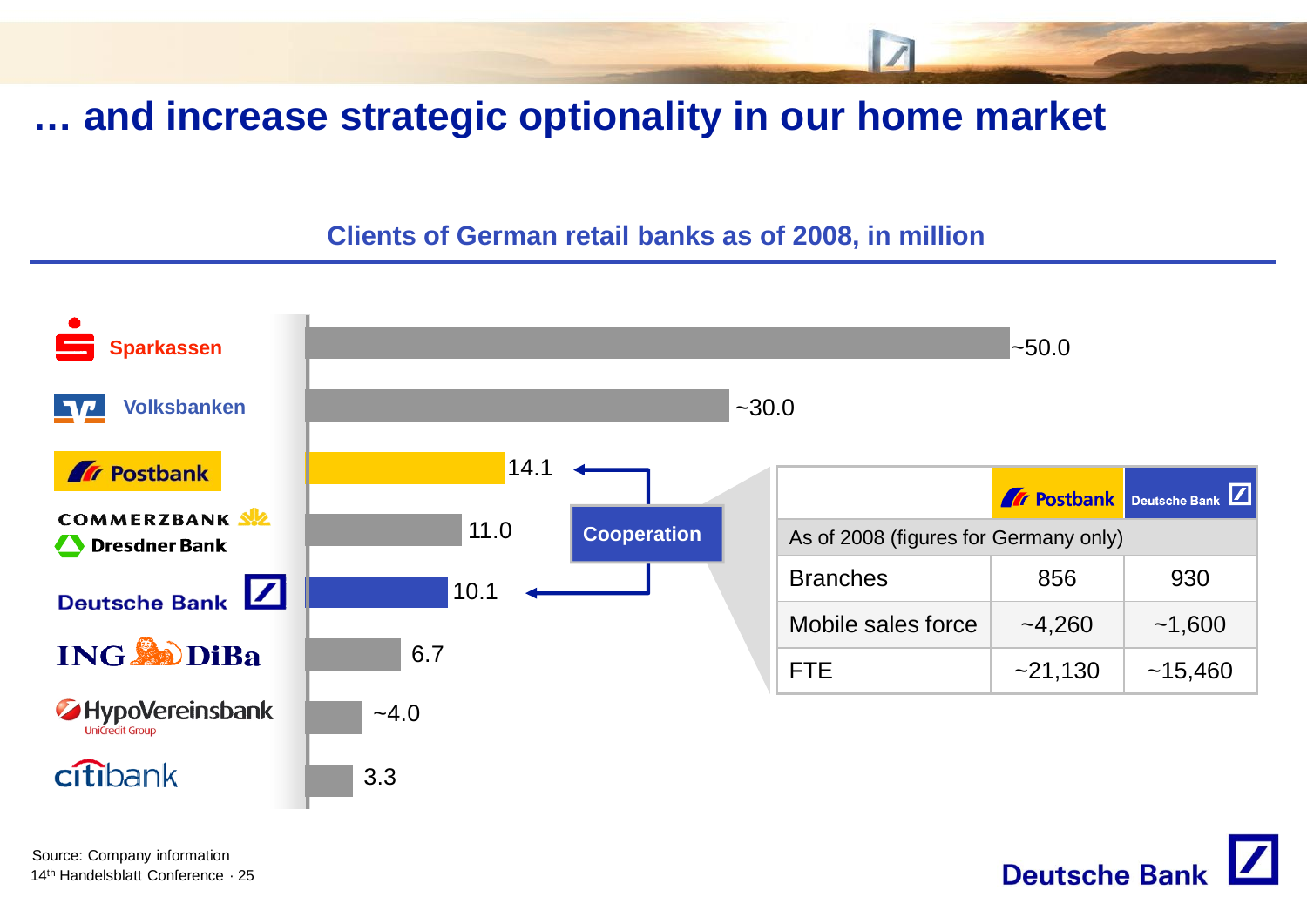# … and increase strategic optionality in our home market

## Clients of German retail banks as of 2008, in million

Sparkassen ~50.0
Volksbanken ~30.0
Postbank 14.1
Commerzbank / Dresdner Bank 11.0
Deutsche Bank 10.1
ING DiBa 6.7
HypoVereinsbank UniCredit Group ~4.0
citibank 3.3

Cooperation

| | Postbank | Deutsche Bank |
|---|---|---|
| As of 2008 (figures for Germany only) | | |
| Branches | 856 | 930 |
| Mobile sales force | ~4,260 | ~1,600 |
| FTE | ~21,130 | ~15,460 |

Source: Company information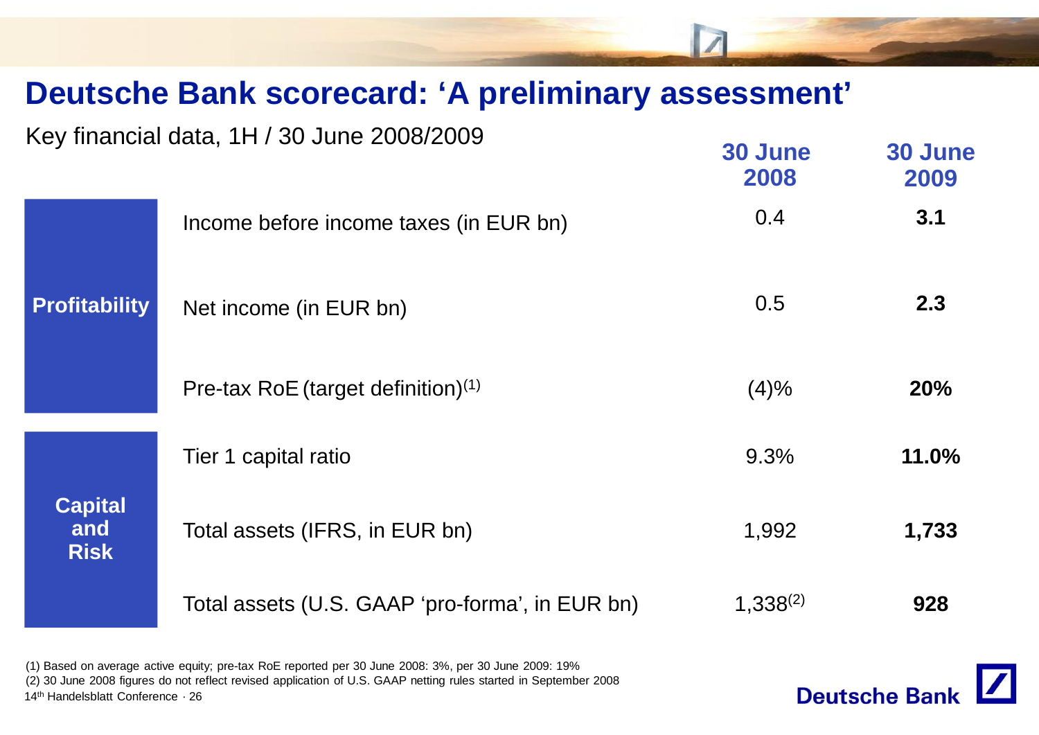# Deutsche Bank scorecard: 'A preliminary assessment'

Key financial data, 1H / 30 June 2008/2009

| | | 30 June 2008 | 30 June 2009 |
|---|---|---|---|
| Profitability | Income before income taxes (in EUR bn) | 0.4 | **3.1** |
| | Net income (in EUR bn) | 0.5 | **2.3** |
| | Pre-tax RoE (target definition)(1) | (4)% | **20%** |
| Capital and Risk | Tier 1 capital ratio | 9.3% | **11.0%** |
| | Total assets (IFRS, in EUR bn) | 1,992 | **1,733** |
| | Total assets (U.S. GAAP 'pro-forma', in EUR bn) | 1,338(2) | **928** |

(1) Based on average active equity; pre-tax RoE reported per 30 June 2008: 3%, per 30 June 2009: 19%

(2) 30 June 2008 figures do not reflect revised application of U.S. GAAP netting rules started in September 2008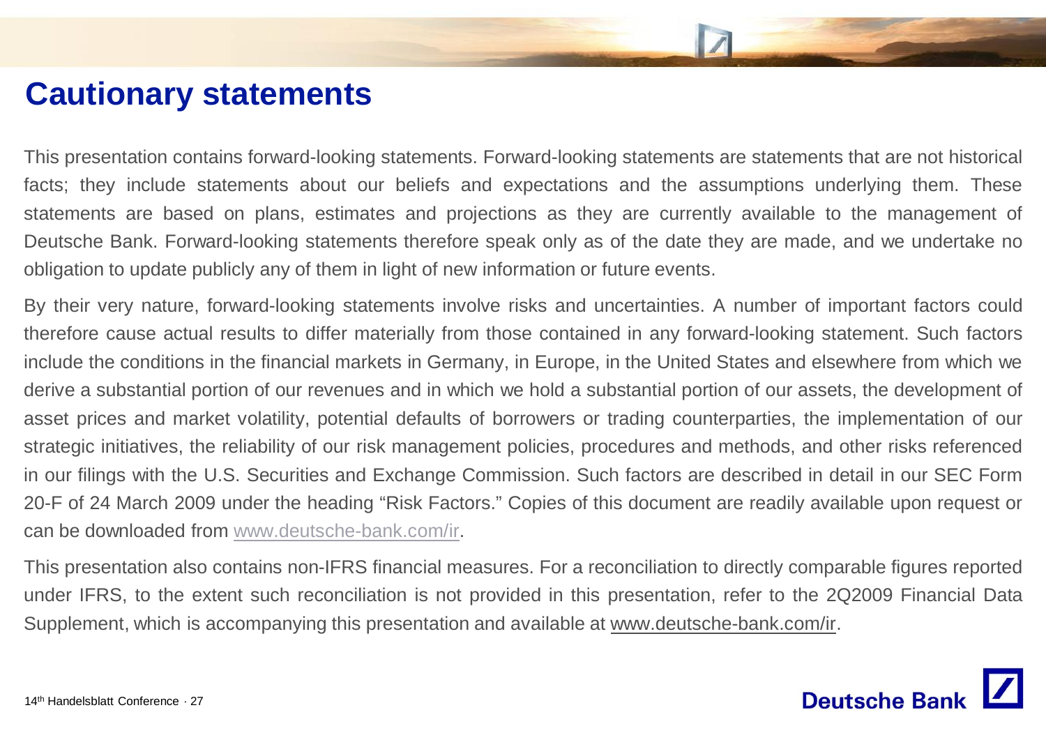# Cautionary statements

This presentation contains forward-looking statements. Forward-looking statements are statements that are not historical facts; they include statements about our beliefs and expectations and the assumptions underlying them. These statements are based on plans, estimates and projections as they are currently available to the management of Deutsche Bank. Forward-looking statements therefore speak only as of the date they are made, and we undertake no obligation to update publicly any of them in light of new information or future events.

By their very nature, forward-looking statements involve risks and uncertainties. A number of important factors could therefore cause actual results to differ materially from those contained in any forward-looking statement. Such factors include the conditions in the financial markets in Germany, in Europe, in the United States and elsewhere from which we derive a substantial portion of our revenues and in which we hold a substantial portion of our assets, the development of asset prices and market volatility, potential defaults of borrowers or trading counterparties, the implementation of our strategic initiatives, the reliability of our risk management policies, procedures and methods, and other risks referenced in our filings with the U.S. Securities and Exchange Commission. Such factors are described in detail in our SEC Form 20-F of 24 March 2009 under the heading "Risk Factors." Copies of this document are readily available upon request or can be downloaded from www.deutsche-bank.com/ir.

This presentation also contains non-IFRS financial measures. For a reconciliation to directly comparable figures reported under IFRS, to the extent such reconciliation is not provided in this presentation, refer to the 2Q2009 Financial Data Supplement, which is accompanying this presentation and available at www.deutsche-bank.com/ir.